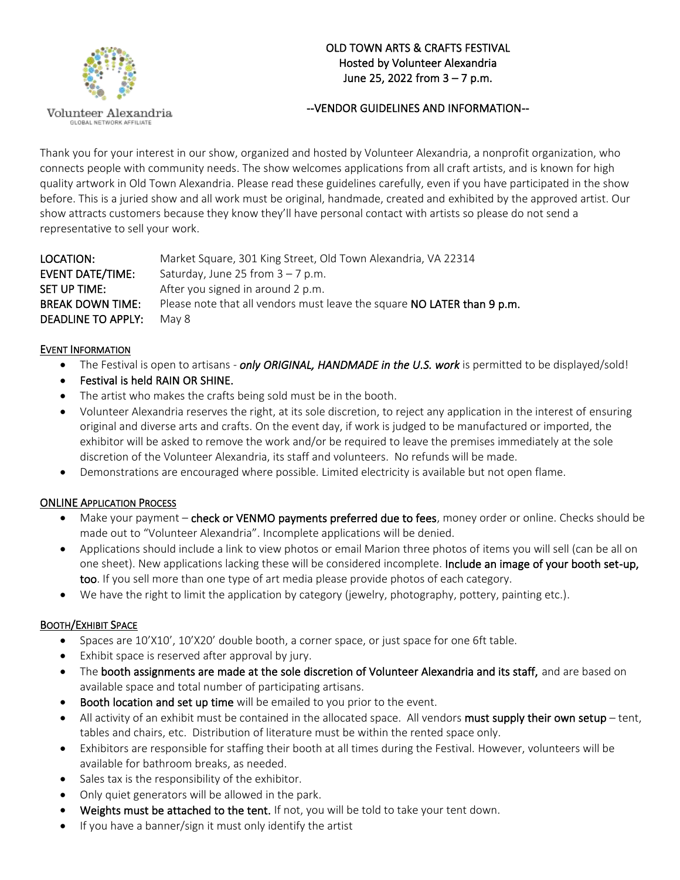Volunteer Alexandria
GLOBAL NETWORK AFFILIATE

# OLD TOWN ARTS & CRAFTS FESTIVAL
Hosted by Volunteer Alexandria
June 25, 2022 from 3 – 7 p.m.

## --VENDOR GUIDELINES AND INFORMATION--

Thank you for your interest in our show, organized and hosted by Volunteer Alexandria, a nonprofit organization, who connects people with community needs. The show welcomes applications from all craft artists, and is known for high quality artwork in Old Town Alexandria. Please read these guidelines carefully, even if you have participated in the show before. This is a juried show and all work must be original, handmade, created and exhibited by the approved artist. Our show attracts customers because they know they'll have personal contact with artists so please do not send a representative to sell your work.

**LOCATION:** Market Square, 301 King Street, Old Town Alexandria, VA 22314
**EVENT DATE/TIME:** Saturday, June 25 from 3 – 7 p.m.
**SET UP TIME:** After you signed in around 2 p.m.
**BREAK DOWN TIME:** Please note that all vendors must leave the square **NO LATER than 9 p.m.**
**DEADLINE TO APPLY:** May 8

### EVENT INFORMATION

- The Festival is open to artisans - ***only ORIGINAL, HANDMADE in the U.S. work*** is permitted to be displayed/sold!
- **Festival is held RAIN OR SHINE.**
- The artist who makes the crafts being sold must be in the booth.
- Volunteer Alexandria reserves the right, at its sole discretion, to reject any application in the interest of ensuring original and diverse arts and crafts. On the event day, if work is judged to be manufactured or imported, the exhibitor will be asked to remove the work and/or be required to leave the premises immediately at the sole discretion of the Volunteer Alexandria, its staff and volunteers. No refunds will be made.
- Demonstrations are encouraged where possible. Limited electricity is available but not open flame.

### ONLINE APPLICATION PROCESS

- Make your payment – **check or VENMO payments preferred due to fees**, money order or online. Checks should be made out to "Volunteer Alexandria". Incomplete applications will be denied.
- Applications should include a link to view photos or email Marion three photos of items you will sell (can be all on one sheet). New applications lacking these will be considered incomplete. **Include an image of your booth set-up, too**. If you sell more than one type of art media please provide photos of each category.
- We have the right to limit the application by category (jewelry, photography, pottery, painting etc.).

### BOOTH/EXHIBIT SPACE

- Spaces are 10'X10', 10'X20' double booth, a corner space, or just space for one 6ft table.
- Exhibit space is reserved after approval by jury.
- The **booth assignments are made at the sole discretion of Volunteer Alexandria and its staff,** and are based on available space and total number of participating artisans.
- **Booth location and set up time** will be emailed to you prior to the event.
- All activity of an exhibit must be contained in the allocated space. All vendors **must supply their own setup** – tent, tables and chairs, etc. Distribution of literature must be within the rented space only.
- Exhibitors are responsible for staffing their booth at all times during the Festival. However, volunteers will be available for bathroom breaks, as needed.
- Sales tax is the responsibility of the exhibitor.
- Only quiet generators will be allowed in the park.
- **Weights must be attached to the tent.** If not, you will be told to take your tent down.
- If you have a banner/sign it must only identify the artist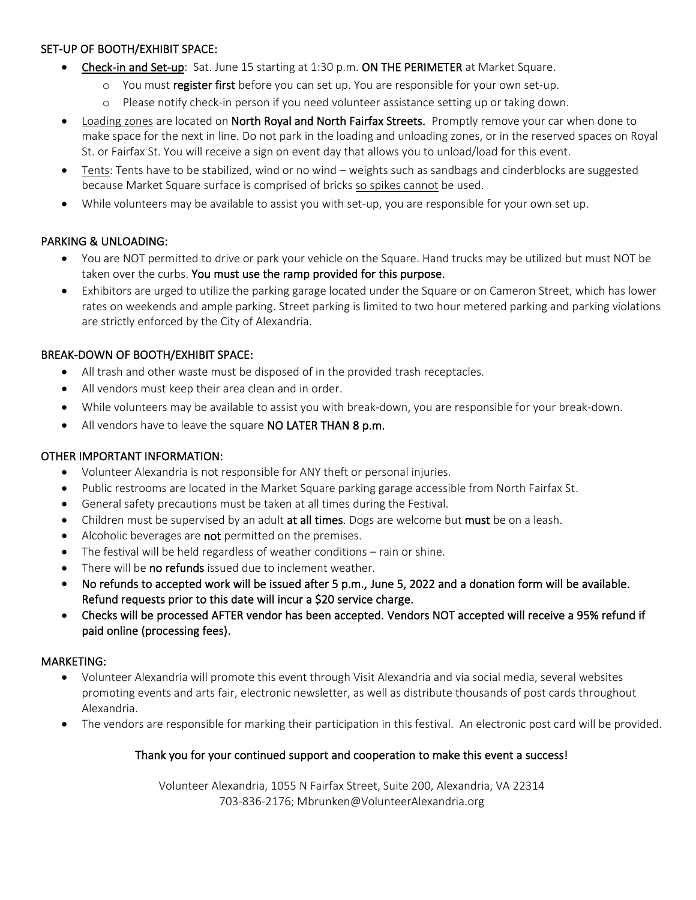## SET-UP OF BOOTH/EXHIBIT SPACE:

- Check-in and Set-up: Sat. June 15 starting at 1:30 p.m. **ON THE PERIMETER** at Market Square.
  - You must **register first** before you can set up. You are responsible for your own set-up.
  - Please notify check-in person if you need volunteer assistance setting up or taking down.
- Loading zones are located on **North Royal and North Fairfax Streets.** Promptly remove your car when done to make space for the next in line. Do not park in the loading and unloading zones, or in the reserved spaces on Royal St. or Fairfax St. You will receive a sign on event day that allows you to unload/load for this event.
- Tents: Tents have to be stabilized, wind or no wind – weights such as sandbags and cinderblocks are suggested because Market Square surface is comprised of bricks so spikes cannot be used.
- While volunteers may be available to assist you with set-up, you are responsible for your own set up.

## PARKING & UNLOADING:

- You are NOT permitted to drive or park your vehicle on the Square. Hand trucks may be utilized but must NOT be taken over the curbs. **You must use the ramp provided for this purpose.**
- Exhibitors are urged to utilize the parking garage located under the Square or on Cameron Street, which has lower rates on weekends and ample parking. Street parking is limited to two hour metered parking and parking violations are strictly enforced by the City of Alexandria.

## BREAK-DOWN OF BOOTH/EXHIBIT SPACE:

- All trash and other waste must be disposed of in the provided trash receptacles.
- All vendors must keep their area clean and in order.
- While volunteers may be available to assist you with break-down, you are responsible for your break-down.
- All vendors have to leave the square **NO LATER THAN 8 p.m.**

## OTHER IMPORTANT INFORMATION:

- Volunteer Alexandria is not responsible for ANY theft or personal injuries.
- Public restrooms are located in the Market Square parking garage accessible from North Fairfax St.
- General safety precautions must be taken at all times during the Festival.
- Children must be supervised by an adult **at all times**. Dogs are welcome but **must** be on a leash.
- Alcoholic beverages are **not** permitted on the premises.
- The festival will be held regardless of weather conditions – rain or shine.
- There will be **no refunds** issued due to inclement weather.
- **No refunds to accepted work will be issued after 5 p.m., June 5, 2022 and a donation form will be available. Refund requests prior to this date will incur a $20 service charge.**
- **Checks will be processed AFTER vendor has been accepted. Vendors NOT accepted will receive a 95% refund if paid online (processing fees).**

## MARKETING:

- Volunteer Alexandria will promote this event through Visit Alexandria and via social media, several websites promoting events and arts fair, electronic newsletter, as well as distribute thousands of post cards throughout Alexandria.
- The vendors are responsible for marking their participation in this festival. An electronic post card will be provided.

**Thank you for your continued support and cooperation to make this event a success!**

Volunteer Alexandria, 1055 N Fairfax Street, Suite 200, Alexandria, VA 22314
703-836-2176; Mbrunken@VolunteerAlexandria.org